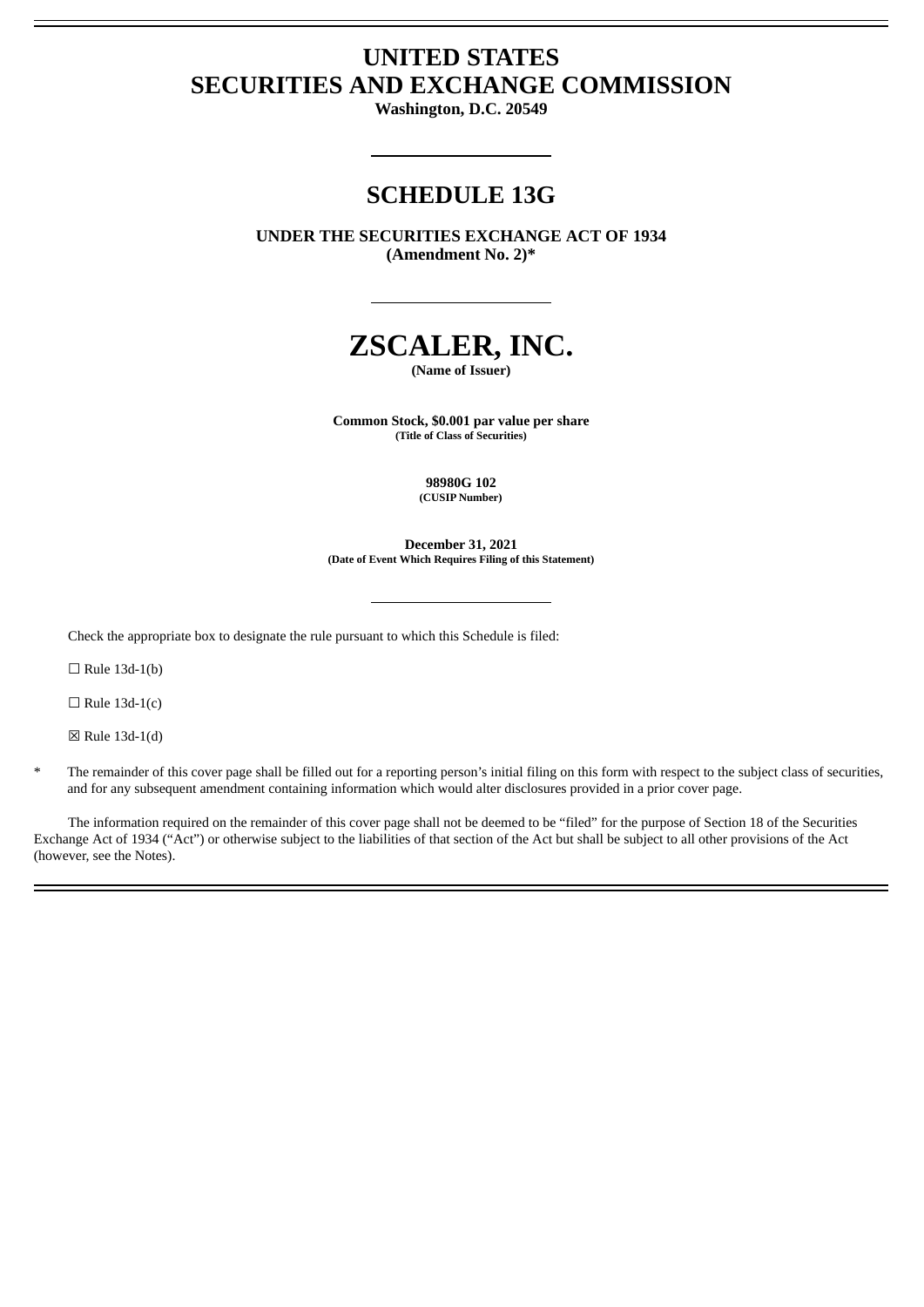# UNITED STATES
# SECURITIES AND EXCHANGE COMMISSION

**Washington, D.C. 20549**

---

## SCHEDULE 13G

**UNDER THE SECURITIES EXCHANGE ACT OF 1934**
**(Amendment No. 2)***

---

# ZSCALER, INC.

**(Name of Issuer)**

**Common Stock, $0.001 par value per share**
**(Title of Class of Securities)**

**98980G 102**
**(CUSIP Number)**

**December 31, 2021**
**(Date of Event Which Requires Filing of this Statement)**

---

Check the appropriate box to designate the rule pursuant to which this Schedule is filed:

☐ Rule 13d-1(b)

☐ Rule 13d-1(c)

☒ Rule 13d-1(d)

\* The remainder of this cover page shall be filled out for a reporting person's initial filing on this form with respect to the subject class of securities, and for any subsequent amendment containing information which would alter disclosures provided in a prior cover page.

The information required on the remainder of this cover page shall not be deemed to be "filed" for the purpose of Section 18 of the Securities Exchange Act of 1934 ("Act") or otherwise subject to the liabilities of that section of the Act but shall be subject to all other provisions of the Act (however, see the Notes).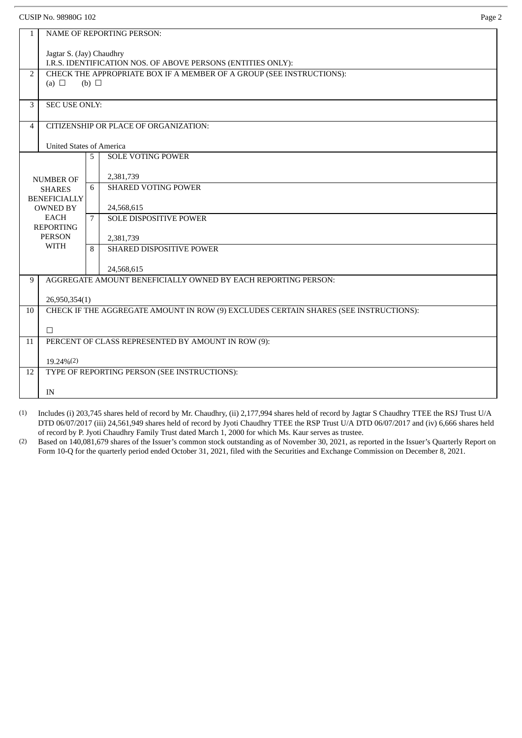CUSIP No. 98980G 102

| | | | |
|---|---|---|---|
| 1 | NAME OF REPORTING PERSON:<br><br>Jagtar S. (Jay) Chaudhry<br>I.R.S. IDENTIFICATION NOS. OF ABOVE PERSONS (ENTITIES ONLY): | | |
| 2 | CHECK THE APPROPRIATE BOX IF A MEMBER OF A GROUP (SEE INSTRUCTIONS):<br>(a) ☐ (b) ☐ | | |
| 3 | SEC USE ONLY: | | |
| 4 | CITIZENSHIP OR PLACE OF ORGANIZATION:<br><br>United States of America | | |
| NUMBER OF SHARES BENEFICIALLY OWNED BY EACH REPORTING PERSON WITH | | 5 | SOLE VOTING POWER<br><br>2,381,739 |
| | | 6 | SHARED VOTING POWER<br><br>24,568,615 |
| | | 7 | SOLE DISPOSITIVE POWER<br><br>2,381,739 |
| | | 8 | SHARED DISPOSITIVE POWER<br><br>24,568,615 |
| 9 | AGGREGATE AMOUNT BENEFICIALLY OWNED BY EACH REPORTING PERSON:<br><br>26,950,354(1) | | |
| 10 | CHECK IF THE AGGREGATE AMOUNT IN ROW (9) EXCLUDES CERTAIN SHARES (SEE INSTRUCTIONS):<br><br>☐ | | |
| 11 | PERCENT OF CLASS REPRESENTED BY AMOUNT IN ROW (9):<br><br>19.24%(2) | | |
| 12 | TYPE OF REPORTING PERSON (SEE INSTRUCTIONS):<br><br>IN | | |

(1) Includes (i) 203,745 shares held of record by Mr. Chaudhry, (ii) 2,177,994 shares held of record by Jagtar S Chaudhry TTEE the RSJ Trust U/A DTD 06/07/2017 (iii) 24,561,949 shares held of record by Jyoti Chaudhry TTEE the RSP Trust U/A DTD 06/07/2017 and (iv) 6,666 shares held of record by P. Jyoti Chaudhry Family Trust dated March 1, 2000 for which Ms. Kaur serves as trustee.

(2) Based on 140,081,679 shares of the Issuer's common stock outstanding as of November 30, 2021, as reported in the Issuer's Quarterly Report on Form 10-Q for the quarterly period ended October 31, 2021, filed with the Securities and Exchange Commission on December 8, 2021.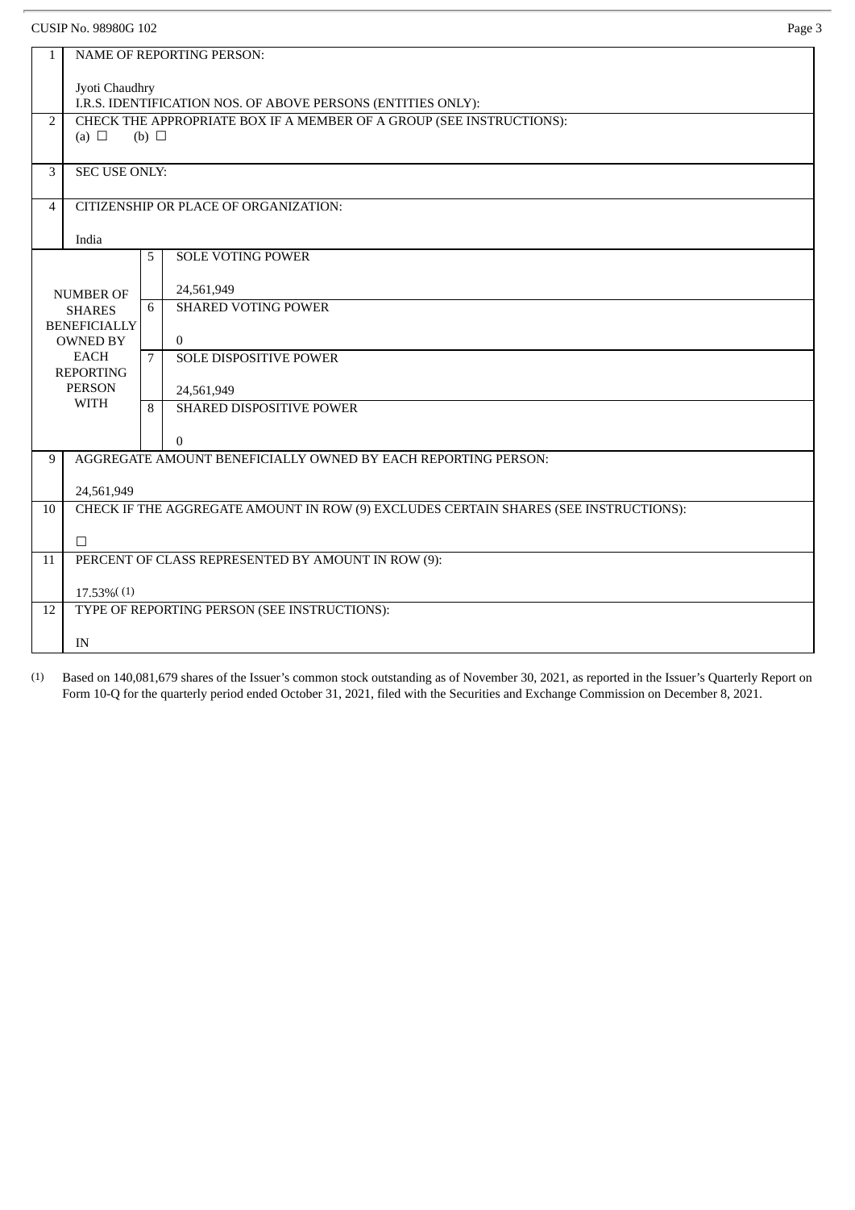CUSIP No. 98980G 102

| | | | |
|---|---|---|---|
| 1 | NAME OF REPORTING PERSON:<br><br>Jyoti Chaudhry<br>I.R.S. IDENTIFICATION NOS. OF ABOVE PERSONS (ENTITIES ONLY): | | |
| 2 | CHECK THE APPROPRIATE BOX IF A MEMBER OF A GROUP (SEE INSTRUCTIONS):<br>(a) ☐ (b) ☐ | | |
| 3 | SEC USE ONLY: | | |
| 4 | CITIZENSHIP OR PLACE OF ORGANIZATION:<br><br>India | | |
| NUMBER OF SHARES BENEFICIALLY OWNED BY EACH REPORTING PERSON WITH | | 5 | SOLE VOTING POWER<br><br>24,561,949 |
| | | 6 | SHARED VOTING POWER<br><br>0 |
| | | 7 | SOLE DISPOSITIVE POWER<br><br>24,561,949 |
| | | 8 | SHARED DISPOSITIVE POWER<br><br>0 |
| 9 | AGGREGATE AMOUNT BENEFICIALLY OWNED BY EACH REPORTING PERSON:<br><br>24,561,949 | | |
| 10 | CHECK IF THE AGGREGATE AMOUNT IN ROW (9) EXCLUDES CERTAIN SHARES (SEE INSTRUCTIONS):<br><br>☐ | | |
| 11 | PERCENT OF CLASS REPRESENTED BY AMOUNT IN ROW (9):<br><br>17.53%[(1)] | | |
| 12 | TYPE OF REPORTING PERSON (SEE INSTRUCTIONS):<br><br>IN | | |

(1) Based on 140,081,679 shares of the Issuer's common stock outstanding as of November 30, 2021, as reported in the Issuer's Quarterly Report on Form 10-Q for the quarterly period ended October 31, 2021, filed with the Securities and Exchange Commission on December 8, 2021.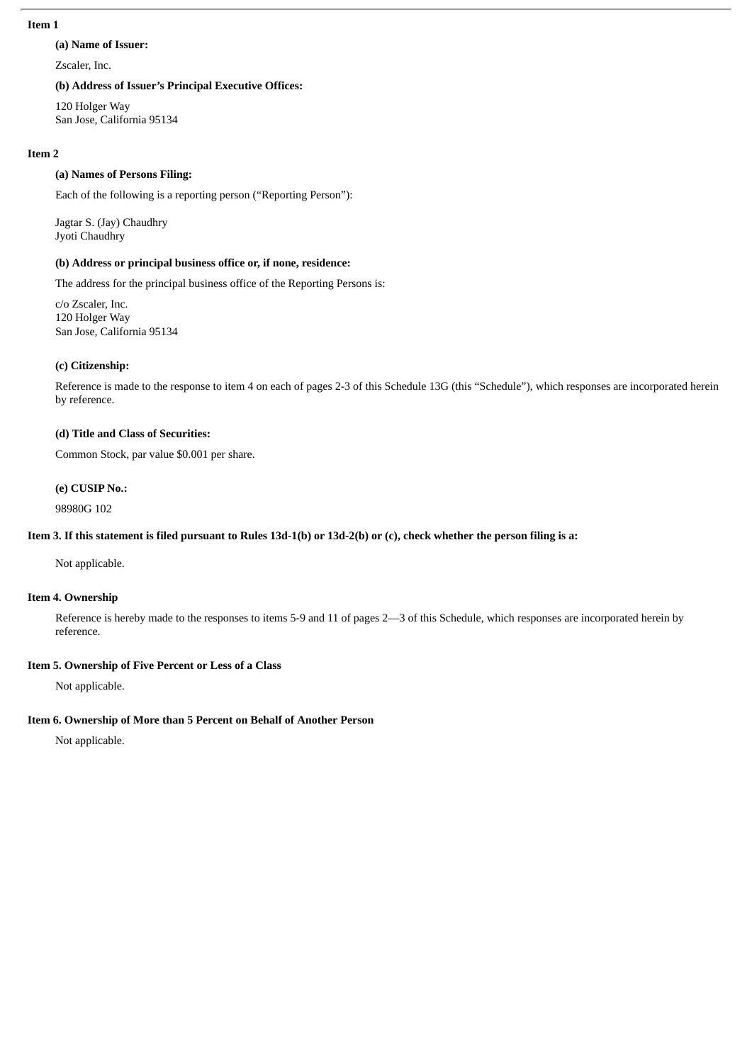**Item 1**

**(a) Name of Issuer:**

Zscaler, Inc.

**(b) Address of Issuer's Principal Executive Offices:**

120 Holger Way
San Jose, California 95134

**Item 2**

**(a) Names of Persons Filing:**

Each of the following is a reporting person ("Reporting Person"):

Jagtar S. (Jay) Chaudhry
Jyoti Chaudhry

**(b) Address or principal business office or, if none, residence:**

The address for the principal business office of the Reporting Persons is:

c/o Zscaler, Inc.
120 Holger Way
San Jose, California 95134

**(c) Citizenship:**

Reference is made to the response to item 4 on each of pages 2-3 of this Schedule 13G (this "Schedule"), which responses are incorporated herein by reference.

**(d) Title and Class of Securities:**

Common Stock, par value $0.001 per share.

**(e) CUSIP No.:**

98980G 102

**Item 3. If this statement is filed pursuant to Rules 13d-1(b) or 13d-2(b) or (c), check whether the person filing is a:**

Not applicable.

**Item 4. Ownership**

Reference is hereby made to the responses to items 5-9 and 11 of pages 2—3 of this Schedule, which responses are incorporated herein by reference.

**Item 5. Ownership of Five Percent or Less of a Class**

Not applicable.

**Item 6. Ownership of More than 5 Percent on Behalf of Another Person**

Not applicable.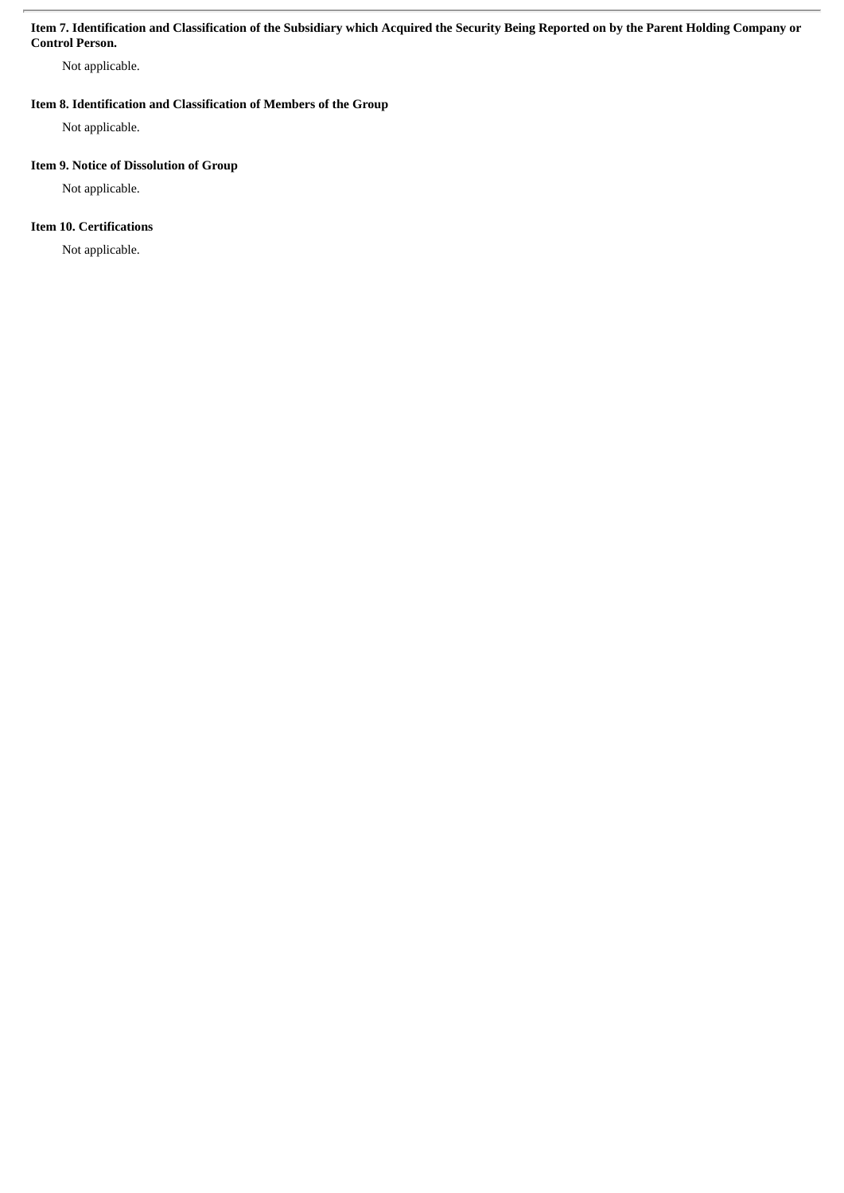**Item 7. Identification and Classification of the Subsidiary which Acquired the Security Being Reported on by the Parent Holding Company or Control Person.**

Not applicable.

**Item 8. Identification and Classification of Members of the Group**

Not applicable.

**Item 9. Notice of Dissolution of Group**

Not applicable.

**Item 10. Certifications**

Not applicable.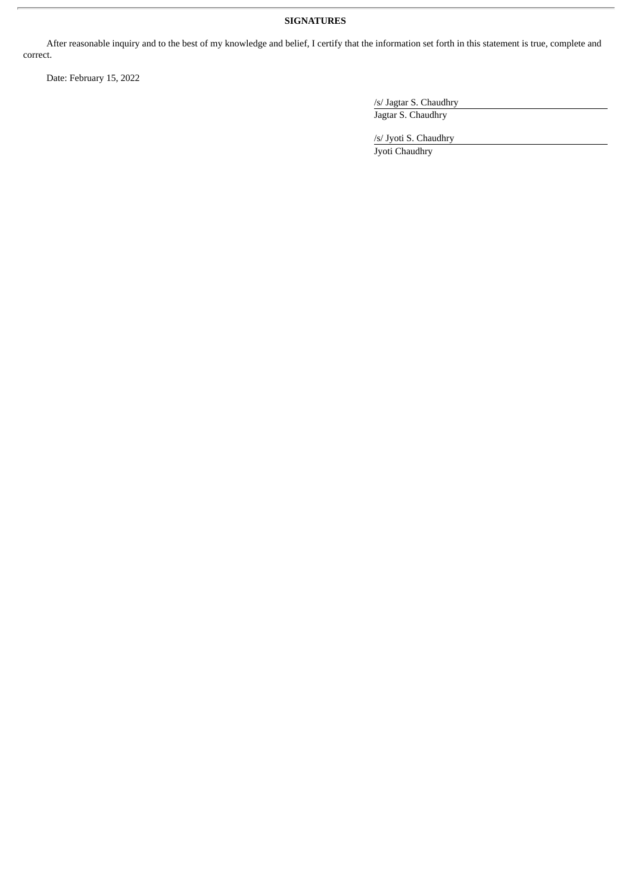**SIGNATURES**

After reasonable inquiry and to the best of my knowledge and belief, I certify that the information set forth in this statement is true, complete and correct.

Date: February 15, 2022

/s/ Jagtar S. Chaudhry
Jagtar S. Chaudhry

/s/ Jyoti S. Chaudhry
Jyoti Chaudhry